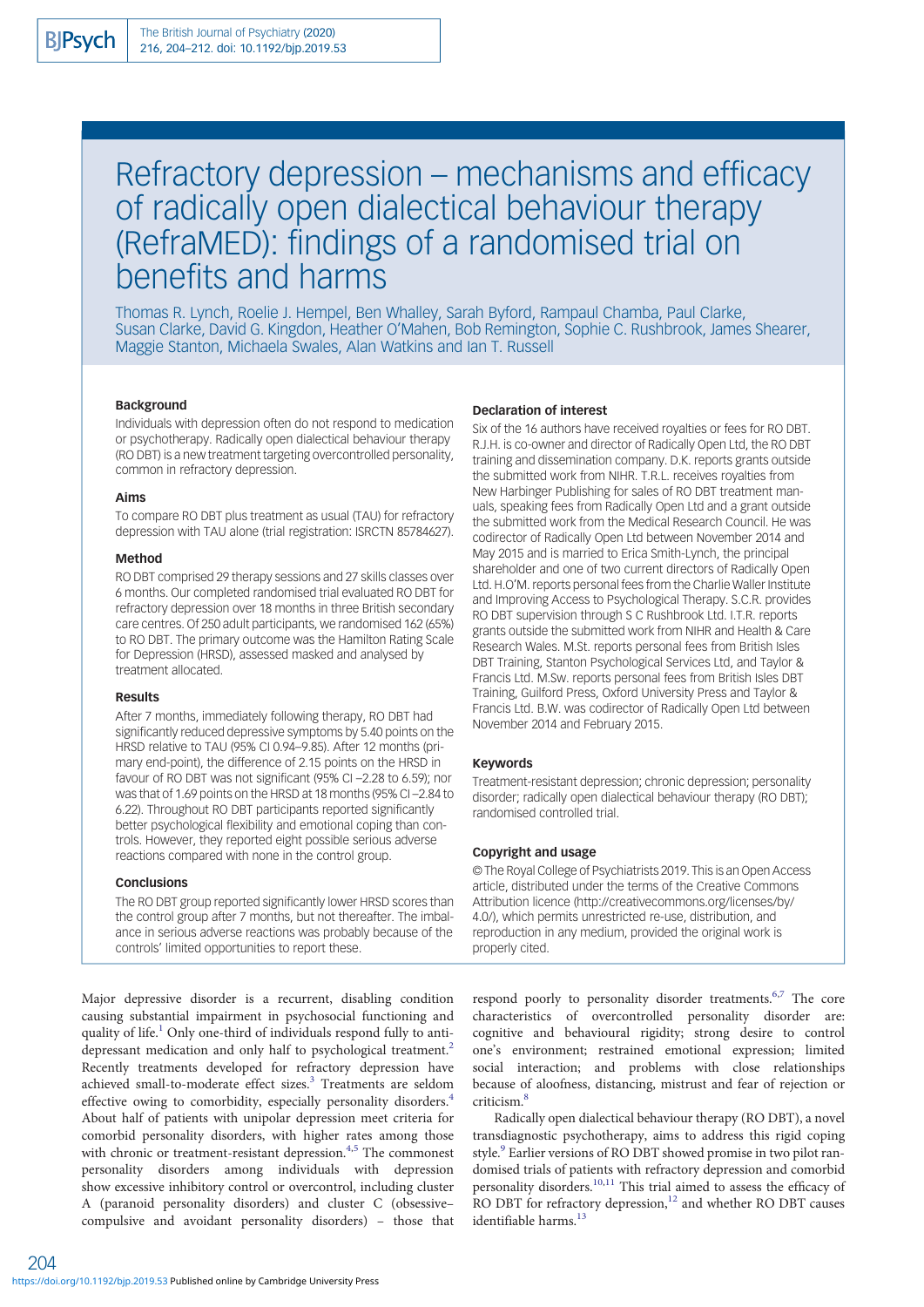# Refractory depression – mechanisms and efficacy of radically open dialectical behaviour therapy (RefraMED): findings of a randomised trial on benefits and harms

Thomas R. Lynch, Roelie J. Hempel, Ben Whalley, Sarah Byford, Rampaul Chamba, Paul Clarke, Susan Clarke, David G. Kingdon, Heather O'Mahen, Bob Remington, Sophie C. Rushbrook, James Shearer, Maggie Stanton, Michaela Swales, Alan Watkins and Ian T. Russell

### Background

Individuals with depression often do not respond to medication or psychotherapy. Radically open dialectical behaviour therapy (RO DBT) is a new treatment targeting overcontrolled personality, common in refractory depression.

### Aims

To compare RO DBT plus treatment as usual (TAU) for refractory depression with TAU alone (trial registration: ISRCTN 85784627).

### Method

RO DBT comprised 29 therapy sessions and 27 skills classes over 6 months. Our completed randomised trial evaluated RO DBT for refractory depression over 18 months in three British secondary care centres. Of 250 adult participants, we randomised 162 (65%) to RO DBT. The primary outcome was the Hamilton Rating Scale for Depression (HRSD), assessed masked and analysed by treatment allocated.

### Results

After 7 months, immediately following therapy, RO DBT had significantly reduced depressive symptoms by 5.40 points on the HRSD relative to TAU (95% CI 0.94–9.85). After 12 months (primary end-point), the difference of 2.15 points on the HRSD in favour of RO DBT was not significant (95% CI −2.28 to 6.59); nor was that of 1.69 points on the HRSD at 18 months (95% CI −2.84 to 6.22). Throughout RO DBT participants reported significantly better psychological flexibility and emotional coping than controls. However, they reported eight possible serious adverse reactions compared with none in the control group.

### Conclusions

The RO DBT group reported significantly lower HRSD scores than the control group after 7 months, but not thereafter. The imbalance in serious adverse reactions was probably because of the controls' limited opportunities to report these.

### Declaration of interest

Six of the 16 authors have received royalties or fees for RO DBT. R.J.H. is co-owner and director of Radically Open Ltd, the RO DBT training and dissemination company. D.K. reports grants outside the submitted work from NIHR. T.R.L. receives royalties from New Harbinger Publishing for sales of RO DBT treatment manuals, speaking fees from Radically Open Ltd and a grant outside the submitted work from the Medical Research Council. He was codirector of Radically Open Ltd between November 2014 and May 2015 and is married to Erica Smith-Lynch, the principal shareholder and one of two current directors of Radically Open Ltd. H.O'M. reports personal fees from the Charlie Waller Institute and Improving Access to Psychological Therapy. S.C.R. provides RO DBT supervision through S C Rushbrook Ltd. I.T.R. reports grants outside the submitted work from NIHR and Health & Care Research Wales. M.St. reports personal fees from British Isles DBT Training, Stanton Psychological Services Ltd, and Taylor & Francis Ltd. M.Sw. reports personal fees from British Isles DBT Training, Guilford Press, Oxford University Press and Taylor & Francis Ltd. B.W. was codirector of Radically Open Ltd between November 2014 and February 2015.

### Keywords

Treatment-resistant depression; chronic depression; personality disorder; radically open dialectical behaviour therapy (RO DBT); randomised controlled trial.

### Copyright and usage

© The Royal College of Psychiatrists 2019. This is an Open Access article, distributed under the terms of the Creative Commons Attribution licence (http://creativecommons.org/licenses/by/4.0/), which permits unrestricted re-use, distribution, and reproduction in any medium, provided the original work is properly cited.

Major depressive disorder is a recurrent, disabling condition causing substantial impairment in psychosocial functioning and quality of life.[1] Only one-third of individuals respond fully to antidepressant medication and only half to psychological treatment.[2] Recently treatments developed for refractory depression have achieved small-to-moderate effect sizes.[3] Treatments are seldom effective owing to comorbidity, especially personality disorders.[4] About half of patients with unipolar depression meet criteria for comorbid personality disorders, with higher rates among those with chronic or treatment-resistant depression.[4,5] The commonest personality disorders among individuals with depression show excessive inhibitory control or overcontrol, including cluster A (paranoid personality disorders) and cluster C (obsessive–compulsive and avoidant personality disorders) – those that respond poorly to personality disorder treatments.[6,7] The core characteristics of overcontrolled personality disorder are: cognitive and behavioural rigidity; strong desire to control one's environment; restrained emotional expression; limited social interaction; and problems with close relationships because of aloofness, distancing, mistrust and fear of rejection or criticism.[8]

Radically open dialectical behaviour therapy (RO DBT), a novel transdiagnostic psychotherapy, aims to address this rigid coping style.[9] Earlier versions of RO DBT showed promise in two pilot randomised trials of patients with refractory depression and comorbid personality disorders.[10,11] This trial aimed to assess the efficacy of RO DBT for refractory depression,[12] and whether RO DBT causes identifiable harms.[13]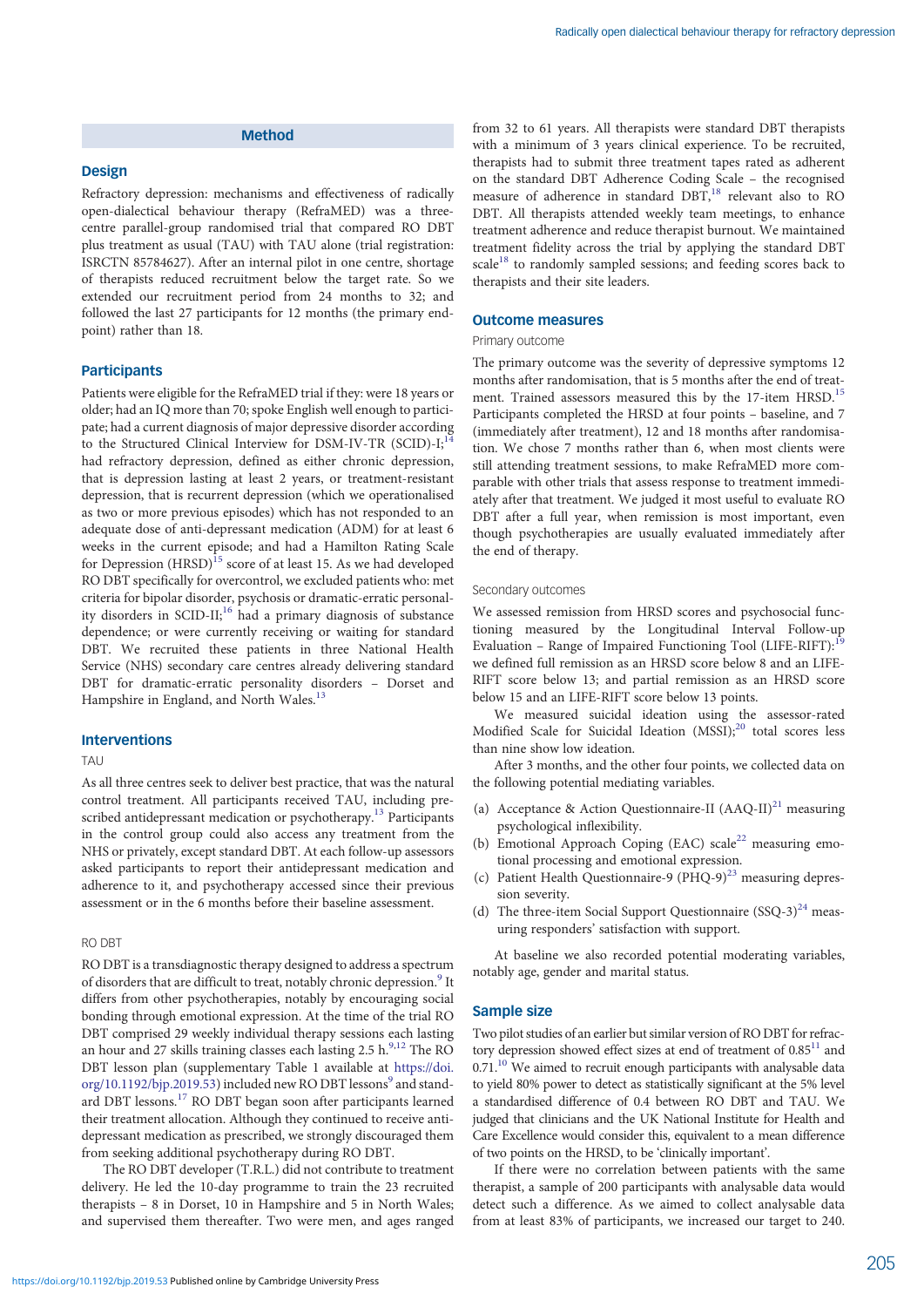## Method

### Design

Refractory depression: mechanisms and effectiveness of radically open-dialectical behaviour therapy (RefraMED) was a three-centre parallel-group randomised trial that compared RO DBT plus treatment as usual (TAU) with TAU alone (trial registration: ISRCTN 85784627). After an internal pilot in one centre, shortage of therapists reduced recruitment below the target rate. So we extended our recruitment period from 24 months to 32; and followed the last 27 participants for 12 months (the primary endpoint) rather than 18.

### Participants

Patients were eligible for the RefraMED trial if they: were 18 years or older; had an IQ more than 70; spoke English well enough to participate; had a current diagnosis of major depressive disorder according to the Structured Clinical Interview for DSM-IV-TR (SCID)-I;[14] had refractory depression, defined as either chronic depression, that is depression lasting at least 2 years, or treatment-resistant depression, that is recurrent depression (which we operationalised as two or more previous episodes) which has not responded to an adequate dose of anti-depressant medication (ADM) for at least 6 weeks in the current episode; and had a Hamilton Rating Scale for Depression (HRSD)[15] score of at least 15. As we had developed RO DBT specifically for overcontrol, we excluded patients who: met criteria for bipolar disorder, psychosis or dramatic-erratic personality disorders in SCID-II;[16] had a primary diagnosis of substance dependence; or were currently receiving or waiting for standard DBT. We recruited these patients in three National Health Service (NHS) secondary care centres already delivering standard DBT for dramatic-erratic personality disorders – Dorset and Hampshire in England, and North Wales.[13]

### Interventions

#### TAU

As all three centres seek to deliver best practice, that was the natural control treatment. All participants received TAU, including prescribed antidepressant medication or psychotherapy.[13] Participants in the control group could also access any treatment from the NHS or privately, except standard DBT. At each follow-up assessors asked participants to report their antidepressant medication and adherence to it, and psychotherapy accessed since their previous assessment or in the 6 months before their baseline assessment.

#### RO DBT

RO DBT is a transdiagnostic therapy designed to address a spectrum of disorders that are difficult to treat, notably chronic depression.[9] It differs from other psychotherapies, notably by encouraging social bonding through emotional expression. At the time of the trial RO DBT comprised 29 weekly individual therapy sessions each lasting an hour and 27 skills training classes each lasting 2.5 h.[9,12] The RO DBT lesson plan (supplementary Table 1 available at https://doi.org/10.1192/bjp.2019.53) included new RO DBT lessons[9] and standard DBT lessons.[17] RO DBT began soon after participants learned their treatment allocation. Although they continued to receive antidepressant medication as prescribed, we strongly discouraged them from seeking additional psychotherapy during RO DBT.

The RO DBT developer (T.R.L.) did not contribute to treatment delivery. He led the 10-day programme to train the 23 recruited therapists – 8 in Dorset, 10 in Hampshire and 5 in North Wales; and supervised them thereafter. Two were men, and ages ranged from 32 to 61 years. All therapists were standard DBT therapists with a minimum of 3 years clinical experience. To be recruited, therapists had to submit three treatment tapes rated as adherent on the standard DBT Adherence Coding Scale – the recognised measure of adherence in standard DBT,[18] relevant also to RO DBT. All therapists attended weekly team meetings, to enhance treatment adherence and reduce therapist burnout. We maintained treatment fidelity across the trial by applying the standard DBT scale[18] to randomly sampled sessions; and feeding scores back to therapists and their site leaders.

### Outcome measures

#### Primary outcome

The primary outcome was the severity of depressive symptoms 12 months after randomisation, that is 5 months after the end of treatment. Trained assessors measured this by the 17-item HRSD.[15] Participants completed the HRSD at four points – baseline, and 7 (immediately after treatment), 12 and 18 months after randomisation. We chose 7 months rather than 6, when most clients were still attending treatment sessions, to make RefraMED more comparable with other trials that assess response to treatment immediately after that treatment. We judged it most useful to evaluate RO DBT after a full year, when remission is most important, even though psychotherapies are usually evaluated immediately after the end of therapy.

#### Secondary outcomes

We assessed remission from HRSD scores and psychosocial functioning measured by the Longitudinal Interval Follow-up Evaluation – Range of Impaired Functioning Tool (LIFE-RIFT):[19] we defined full remission as an HRSD score below 8 and an LIFE-RIFT score below 13; and partial remission as an HRSD score below 15 and an LIFE-RIFT score below 13 points.

We measured suicidal ideation using the assessor-rated Modified Scale for Suicidal Ideation (MSSI);[20] total scores less than nine show low ideation.

After 3 months, and the other four points, we collected data on the following potential mediating variables.

(a) Acceptance & Action Questionnaire-II (AAQ-II)[21] measuring psychological inflexibility.
(b) Emotional Approach Coping (EAC) scale[22] measuring emotional processing and emotional expression.
(c) Patient Health Questionnaire-9 (PHQ-9)[23] measuring depression severity.
(d) The three-item Social Support Questionnaire (SSQ-3)[24] measuring responders' satisfaction with support.

At baseline we also recorded potential moderating variables, notably age, gender and marital status.

### Sample size

Two pilot studies of an earlier but similar version of RO DBT for refractory depression showed effect sizes at end of treatment of 0.85[11] and 0.71.[10] We aimed to recruit enough participants with analysable data to yield 80% power to detect as statistically significant at the 5% level a standardised difference of 0.4 between RO DBT and TAU. We judged that clinicians and the UK National Institute for Health and Care Excellence would consider this, equivalent to a mean difference of two points on the HRSD, to be 'clinically important'.

If there were no correlation between patients with the same therapist, a sample of 200 participants with analysable data would detect such a difference. As we aimed to collect analysable data from at least 83% of participants, we increased our target to 240.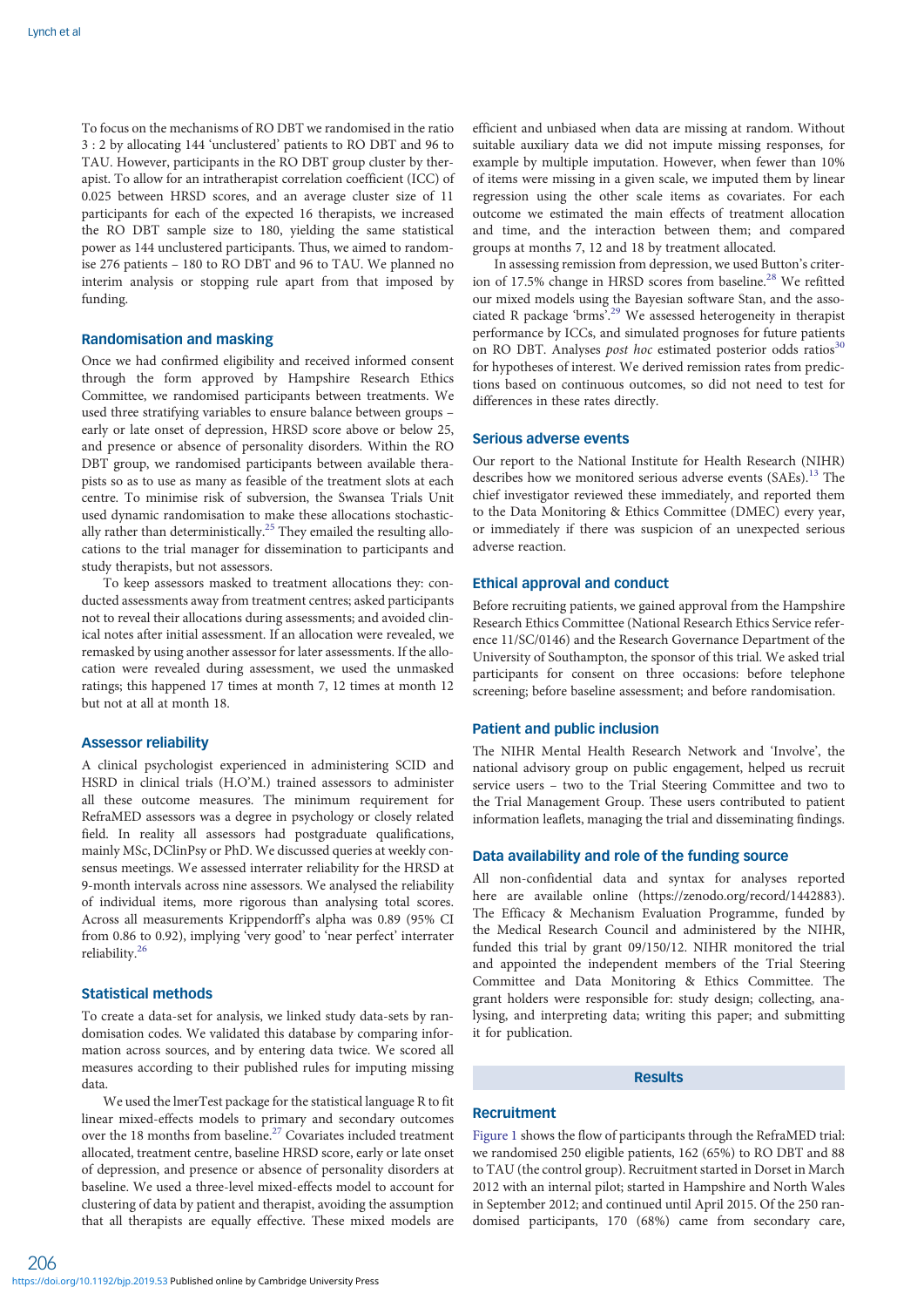To focus on the mechanisms of RO DBT we randomised in the ratio 3 : 2 by allocating 144 'unclustered' patients to RO DBT and 96 to TAU. However, participants in the RO DBT group cluster by therapist. To allow for an intratherapist correlation coefficient (ICC) of 0.025 between HRSD scores, and an average cluster size of 11 participants for each of the expected 16 therapists, we increased the RO DBT sample size to 180, yielding the same statistical power as 144 unclustered participants. Thus, we aimed to randomise 276 patients – 180 to RO DBT and 96 to TAU. We planned no interim analysis or stopping rule apart from that imposed by funding.

## Randomisation and masking

Once we had confirmed eligibility and received informed consent through the form approved by Hampshire Research Ethics Committee, we randomised participants between treatments. We used three stratifying variables to ensure balance between groups – early or late onset of depression, HRSD score above or below 25, and presence or absence of personality disorders. Within the RO DBT group, we randomised participants between available therapists so as to use as many as feasible of the treatment slots at each centre. To minimise risk of subversion, the Swansea Trials Unit used dynamic randomisation to make these allocations stochastically rather than deterministically.[25] They emailed the resulting allocations to the trial manager for dissemination to participants and study therapists, but not assessors.

To keep assessors masked to treatment allocations they: conducted assessments away from treatment centres; asked participants not to reveal their allocations during assessments; and avoided clinical notes after initial assessment. If an allocation were revealed, we remasked by using another assessor for later assessments. If the allocation were revealed during assessment, we used the unmasked ratings; this happened 17 times at month 7, 12 times at month 12 but not at all at month 18.

## Assessor reliability

A clinical psychologist experienced in administering SCID and HSRD in clinical trials (H.O'M.) trained assessors to administer all these outcome measures. The minimum requirement for RefraMED assessors was a degree in psychology or closely related field. In reality all assessors had postgraduate qualifications, mainly MSc, DClinPsy or PhD. We discussed queries at weekly consensus meetings. We assessed interrater reliability for the HRSD at 9-month intervals across nine assessors. We analysed the reliability of individual items, more rigorous than analysing total scores. Across all measurements Krippendorff's alpha was 0.89 (95% CI from 0.86 to 0.92), implying 'very good' to 'near perfect' interrater reliability.[26]

## Statistical methods

To create a data-set for analysis, we linked study data-sets by randomisation codes. We validated this database by comparing information across sources, and by entering data twice. We scored all measures according to their published rules for imputing missing data.

We used the lmerTest package for the statistical language R to fit linear mixed-effects models to primary and secondary outcomes over the 18 months from baseline.[27] Covariates included treatment allocated, treatment centre, baseline HRSD score, early or late onset of depression, and presence or absence of personality disorders at baseline. We used a three-level mixed-effects model to account for clustering of data by patient and therapist, avoiding the assumption that all therapists are equally effective. These mixed models are efficient and unbiased when data are missing at random. Without suitable auxiliary data we did not impute missing responses, for example by multiple imputation. However, when fewer than 10% of items were missing in a given scale, we imputed them by linear regression using the other scale items as covariates. For each outcome we estimated the main effects of treatment allocation and time, and the interaction between them; and compared groups at months 7, 12 and 18 by treatment allocated.

In assessing remission from depression, we used Button's criterion of 17.5% change in HRSD scores from baseline.[28] We refitted our mixed models using the Bayesian software Stan, and the associated R package 'brms'.[29] We assessed heterogeneity in therapist performance by ICCs, and simulated prognoses for future patients on RO DBT. Analyses *post hoc* estimated posterior odds ratios[30] for hypotheses of interest. We derived remission rates from predictions based on continuous outcomes, so did not need to test for differences in these rates directly.

## Serious adverse events

Our report to the National Institute for Health Research (NIHR) describes how we monitored serious adverse events (SAEs).[13] The chief investigator reviewed these immediately, and reported them to the Data Monitoring & Ethics Committee (DMEC) every year, or immediately if there was suspicion of an unexpected serious adverse reaction.

## Ethical approval and conduct

Before recruiting patients, we gained approval from the Hampshire Research Ethics Committee (National Research Ethics Service reference 11/SC/0146) and the Research Governance Department of the University of Southampton, the sponsor of this trial. We asked trial participants for consent on three occasions: before telephone screening; before baseline assessment; and before randomisation.

## Patient and public inclusion

The NIHR Mental Health Research Network and 'Involve', the national advisory group on public engagement, helped us recruit service users – two to the Trial Steering Committee and two to the Trial Management Group. These users contributed to patient information leaflets, managing the trial and disseminating findings.

## Data availability and role of the funding source

All non-confidential data and syntax for analyses reported here are available online (https://zenodo.org/record/1442883). The Efficacy & Mechanism Evaluation Programme, funded by the Medical Research Council and administered by the NIHR, funded this trial by grant 09/150/12. NIHR monitored the trial and appointed the independent members of the Trial Steering Committee and Data Monitoring & Ethics Committee. The grant holders were responsible for: study design; collecting, analysing, and interpreting data; writing this paper; and submitting it for publication.

# Results

## Recruitment

Figure 1 shows the flow of participants through the RefraMED trial: we randomised 250 eligible patients, 162 (65%) to RO DBT and 88 to TAU (the control group). Recruitment started in Dorset in March 2012 with an internal pilot; started in Hampshire and North Wales in September 2012; and continued until April 2015. Of the 250 randomised participants, 170 (68%) came from secondary care,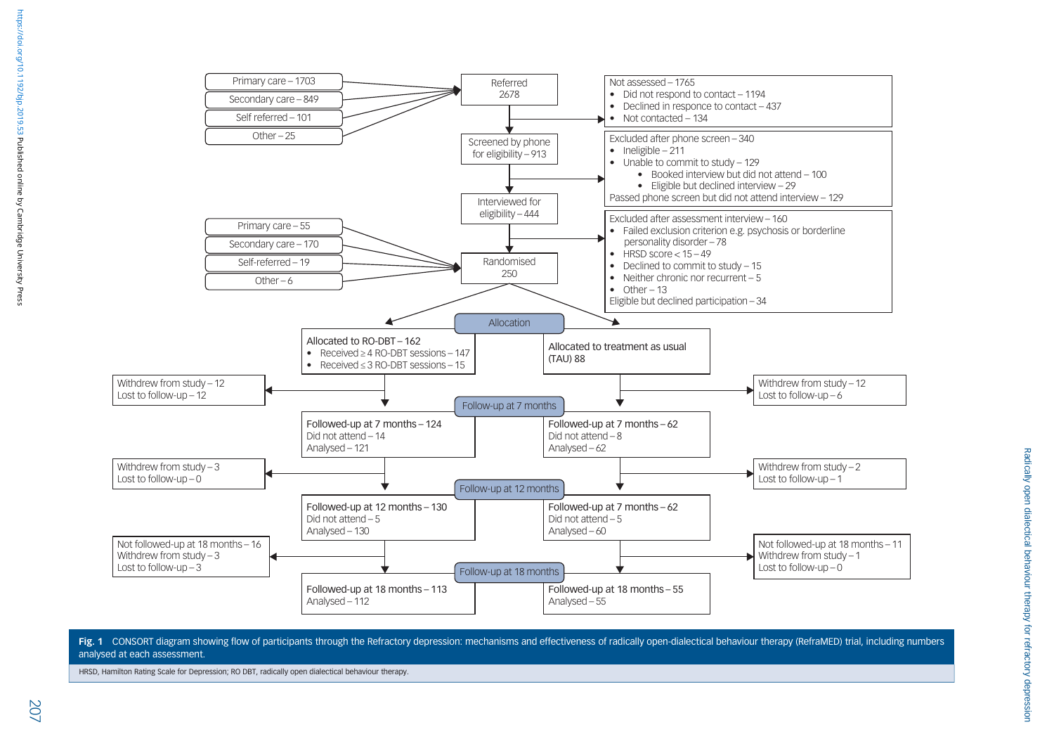Primary care – 1703
Secondary care – 849
Self referred – 101
Other – 25

Referred
2678

Not assessed – 1765
- Did not respond to contact – 1194
- Declined in responce to contact – 437
- Not contacted – 134

Screened by phone for eligibility – 913

Excluded after phone screen – 340
- Ineligible – 211
- Unable to commit to study – 129
  - Booked interview but did not attend – 100
  - Eligible but declined interview – 29

Passed phone screen but did not attend interview – 129

Interviewed for eligibility – 444

Excluded after assessment interview – 160
- Failed exclusion criterion e.g. psychosis or borderline personality disorder – 78
- HRSD score < 15 – 49
- Declined to commit to study – 15
- Neither chronic nor recurrent – 5
- Other – 13

Eligible but declined participation – 34

Primary care – 55
Secondary care – 170
Self-referred – 19
Other – 6

Randomised
250

Allocation

Allocated to RO-DBT – 162
- Received ≥ 4 RO-DBT sessions – 147
- Received ≤ 3 RO-DBT sessions – 15

Allocated to treatment as usual (TAU) 88

Withdrew from study – 12
Lost to follow-up – 12

Withdrew from study – 12
Lost to follow-up – 6

Follow-up at 7 months

Followed-up at 7 months – 124
Did not attend – 14
Analysed – 121

Followed-up at 7 months – 62
Did not attend – 8
Analysed – 62

Withdrew from study – 3
Lost to follow-up – 0

Withdrew from study – 2
Lost to follow-up – 1

Follow-up at 12 months

Followed-up at 12 months – 130
Did not attend – 5
Analysed – 130

Followed-up at 7 months – 62
Did not attend – 5
Analysed – 60

Not followed-up at 18 months – 16
Withdrew from study – 3
Lost to follow-up – 3

Not followed-up at 18 months – 11
Withdrew from study – 1
Lost to follow-up – 0

Follow-up at 18 months

Followed-up at 18 months – 113
Analysed – 112

Followed-up at 18 months – 55
Analysed – 55

**Fig. 1** CONSORT diagram showing flow of participants through the Refractory depression: mechanisms and effectiveness of radically open-dialectical behaviour therapy (RefraMED) trial, including numbers analysed at each assessment.

HRSD, Hamilton Rating Scale for Depression; RO DBT, radically open dialectical behaviour therapy.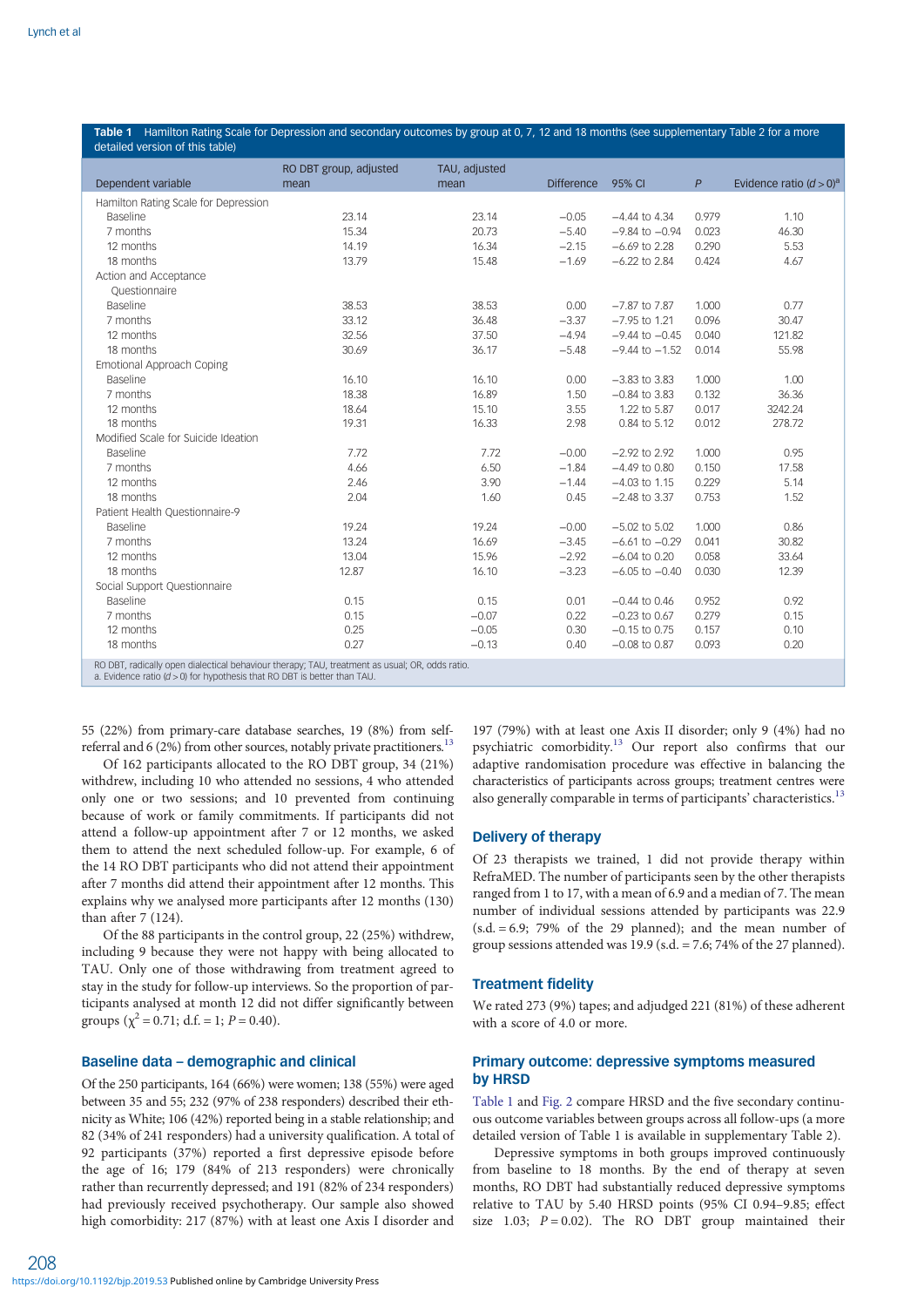**Table 1** Hamilton Rating Scale for Depression and secondary outcomes by group at 0, 7, 12 and 18 months (see supplementary Table 2 for a more detailed version of this table)

| Dependent variable | RO DBT group, adjusted mean | TAU, adjusted mean | Difference | 95% CI | *P* | Evidence ratio ($d > 0$)[a] |
|---|---|---|---|---|---|---|
| Hamilton Rating Scale for Depression | | | | | | |
| Baseline | 23.14 | 23.14 | −0.05 | −4.44 to 4.34 | 0.979 | 1.10 |
| 7 months | 15.34 | 20.73 | −5.40 | −9.84 to −0.94 | 0.023 | 46.30 |
| 12 months | 14.19 | 16.34 | −2.15 | −6.69 to 2.28 | 0.290 | 5.53 |
| 18 months | 13.79 | 15.48 | −1.69 | −6.22 to 2.84 | 0.424 | 4.67 |
| Action and Acceptance Questionnaire | | | | | | |
| Baseline | 38.53 | 38.53 | 0.00 | −7.87 to 7.87 | 1.000 | 0.77 |
| 7 months | 33.12 | 36.48 | −3.37 | −7.95 to 1.21 | 0.096 | 30.47 |
| 12 months | 32.56 | 37.50 | −4.94 | −9.44 to −0.45 | 0.040 | 121.82 |
| 18 months | 30.69 | 36.17 | −5.48 | −9.44 to −1.52 | 0.014 | 55.98 |
| Emotional Approach Coping | | | | | | |
| Baseline | 16.10 | 16.10 | 0.00 | −3.83 to 3.83 | 1.000 | 1.00 |
| 7 months | 18.38 | 16.89 | 1.50 | −0.84 to 3.83 | 0.132 | 36.36 |
| 12 months | 18.64 | 15.10 | 3.55 | 1.22 to 5.87 | 0.017 | 3242.24 |
| 18 months | 19.31 | 16.33 | 2.98 | 0.84 to 5.12 | 0.012 | 278.72 |
| Modified Scale for Suicide Ideation | | | | | | |
| Baseline | 7.72 | 7.72 | −0.00 | −2.92 to 2.92 | 1.000 | 0.95 |
| 7 months | 4.66 | 6.50 | −1.84 | −4.49 to 0.80 | 0.150 | 17.58 |
| 12 months | 2.46 | 3.90 | −1.44 | −4.03 to 1.15 | 0.229 | 5.14 |
| 18 months | 2.04 | 1.60 | 0.45 | −2.48 to 3.37 | 0.753 | 1.52 |
| Patient Health Questionnaire-9 | | | | | | |
| Baseline | 19.24 | 19.24 | −0.00 | −5.02 to 5.02 | 1.000 | 0.86 |
| 7 months | 13.24 | 16.69 | −3.45 | −6.61 to −0.29 | 0.041 | 30.82 |
| 12 months | 13.04 | 15.96 | −2.92 | −6.04 to 0.20 | 0.058 | 33.64 |
| 18 months | 12.87 | 16.10 | −3.23 | −6.05 to −0.40 | 0.030 | 12.39 |
| Social Support Questionnaire | | | | | | |
| Baseline | 0.15 | 0.15 | 0.01 | −0.44 to 0.46 | 0.952 | 0.92 |
| 7 months | 0.15 | −0.07 | 0.22 | −0.23 to 0.67 | 0.279 | 0.15 |
| 12 months | 0.25 | −0.05 | 0.30 | −0.15 to 0.75 | 0.157 | 0.10 |
| 18 months | 0.27 | −0.13 | 0.40 | −0.08 to 0.87 | 0.093 | 0.20 |

RO DBT, radically open dialectical behaviour therapy; TAU, treatment as usual; OR, odds ratio.
a. Evidence ratio ($d > 0$) for hypothesis that RO DBT is better than TAU.

55 (22%) from primary-care database searches, 19 (8%) from self-referral and 6 (2%) from other sources, notably private practitioners.[13]

Of 162 participants allocated to the RO DBT group, 34 (21%) withdrew, including 10 who attended no sessions, 4 who attended only one or two sessions; and 10 prevented from continuing because of work or family commitments. If participants did not attend a follow-up appointment after 7 or 12 months, we asked them to attend the next scheduled follow-up. For example, 6 of the 14 RO DBT participants who did not attend their appointment after 7 months did attend their appointment after 12 months. This explains why we analysed more participants after 12 months (130) than after 7 (124).

Of the 88 participants in the control group, 22 (25%) withdrew, including 9 because they were not happy with being allocated to TAU. Only one of those withdrawing from treatment agreed to stay in the study for follow-up interviews. So the proportion of participants analysed at month 12 did not differ significantly between groups ($\chi^2 = 0.71$; d.f. = 1; $P = 0.40$).

## Baseline data – demographic and clinical

Of the 250 participants, 164 (66%) were women; 138 (55%) were aged between 35 and 55; 232 (97% of 238 responders) described their ethnicity as White; 106 (42%) reported being in a stable relationship; and 82 (34% of 241 responders) had a university qualification. A total of 92 participants (37%) reported a first depressive episode before the age of 16; 179 (84% of 213 responders) were chronically rather than recurrently depressed; and 191 (82% of 234 responders) had previously received psychotherapy. Our sample also showed high comorbidity: 217 (87%) with at least one Axis I disorder and 197 (79%) with at least one Axis II disorder; only 9 (4%) had no psychiatric comorbidity.[13] Our report also confirms that our adaptive randomisation procedure was effective in balancing the characteristics of participants across groups; treatment centres were also generally comparable in terms of participants' characteristics.[13]

## Delivery of therapy

Of 23 therapists we trained, 1 did not provide therapy within RefraMED. The number of participants seen by the other therapists ranged from 1 to 17, with a mean of 6.9 and a median of 7. The mean number of individual sessions attended by participants was 22.9 (s.d. = 6.9; 79% of the 29 planned); and the mean number of group sessions attended was 19.9 (s.d. = 7.6; 74% of the 27 planned).

## Treatment fidelity

We rated 273 (9%) tapes; and adjudged 221 (81%) of these adherent with a score of 4.0 or more.

## Primary outcome: depressive symptoms measured by HRSD

Table 1 and Fig. 2 compare HRSD and the five secondary continuous outcome variables between groups across all follow-ups (a more detailed version of Table 1 is available in supplementary Table 2).

Depressive symptoms in both groups improved continuously from baseline to 18 months. By the end of therapy at seven months, RO DBT had substantially reduced depressive symptoms relative to TAU by 5.40 HRSD points (95% CI 0.94–9.85; effect size 1.03; $P = 0.02$). The RO DBT group maintained their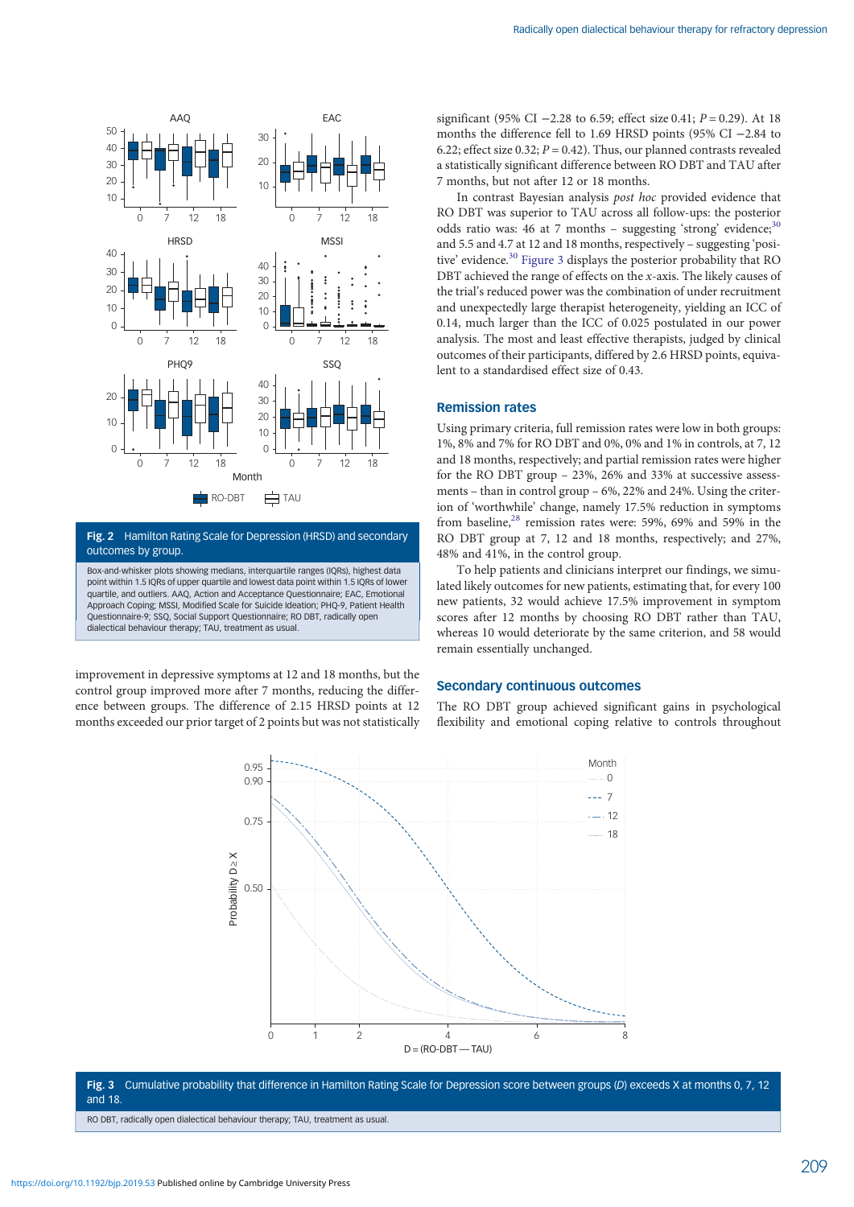Fig. 2 Hamilton Rating Scale for Depression (HRSD) and secondary outcomes by group.

Box-and-whisker plots showing medians, interquartile ranges (IQRs), highest data point within 1.5 IQRs of upper quartile and lowest data point within 1.5 IQRs of lower quartile, and outliers. AAQ, Action and Acceptance Questionnaire; EAC, Emotional Approach Coping; MSSI, Modified Scale for Suicide Ideation; PHQ-9, Patient Health Questionnaire-9; SSQ, Social Support Questionnaire; RO DBT, radically open dialectical behaviour therapy; TAU, treatment as usual.

improvement in depressive symptoms at 12 and 18 months, but the control group improved more after 7 months, reducing the difference between groups. The difference of 2.15 HRSD points at 12 months exceeded our prior target of 2 points but was not statistically significant (95% CI −2.28 to 6.59; effect size 0.41; $P = 0.29$). At 18 months the difference fell to 1.69 HRSD points (95% CI −2.84 to 6.22; effect size 0.32; $P = 0.42$). Thus, our planned contrasts revealed a statistically significant difference between RO DBT and TAU after 7 months, but not after 12 or 18 months.

In contrast Bayesian analysis *post hoc* provided evidence that RO DBT was superior to TAU across all follow-ups: the posterior odds ratio was: 46 at 7 months – suggesting 'strong' evidence;[30] and 5.5 and 4.7 at 12 and 18 months, respectively – suggesting 'positive' evidence.[30] Figure 3 displays the posterior probability that RO DBT achieved the range of effects on the $x$-axis. The likely causes of the trial's reduced power was the combination of under recruitment and unexpectedly large therapist heterogeneity, yielding an ICC of 0.14, much larger than the ICC of 0.025 postulated in our power analysis. The most and least effective therapists, judged by clinical outcomes of their participants, differed by 2.6 HRSD points, equivalent to a standardised effect size of 0.43.

## Remission rates

Using primary criteria, full remission rates were low in both groups: 1%, 8% and 7% for RO DBT and 0%, 0% and 1% in controls, at 7, 12 and 18 months, respectively; and partial remission rates were higher for the RO DBT group – 23%, 26% and 33% at successive assessments – than in control group – 6%, 22% and 24%. Using the criterion of 'worthwhile' change, namely 17.5% reduction in symptoms from baseline,[28] remission rates were: 59%, 69% and 59% in the RO DBT group at 7, 12 and 18 months, respectively; and 27%, 48% and 41%, in the control group.

To help patients and clinicians interpret our findings, we simulated likely outcomes for new patients, estimating that, for every 100 new patients, 32 would achieve 17.5% improvement in symptom scores after 12 months by choosing RO DBT rather than TAU, whereas 10 would deteriorate by the same criterion, and 58 would remain essentially unchanged.

## Secondary continuous outcomes

The RO DBT group achieved significant gains in psychological flexibility and emotional coping relative to controls throughout

Fig. 3 Cumulative probability that difference in Hamilton Rating Scale for Depression score between groups ($D$) exceeds X at months 0, 7, 12 and 18.

RO DBT, radically open dialectical behaviour therapy; TAU, treatment as usual.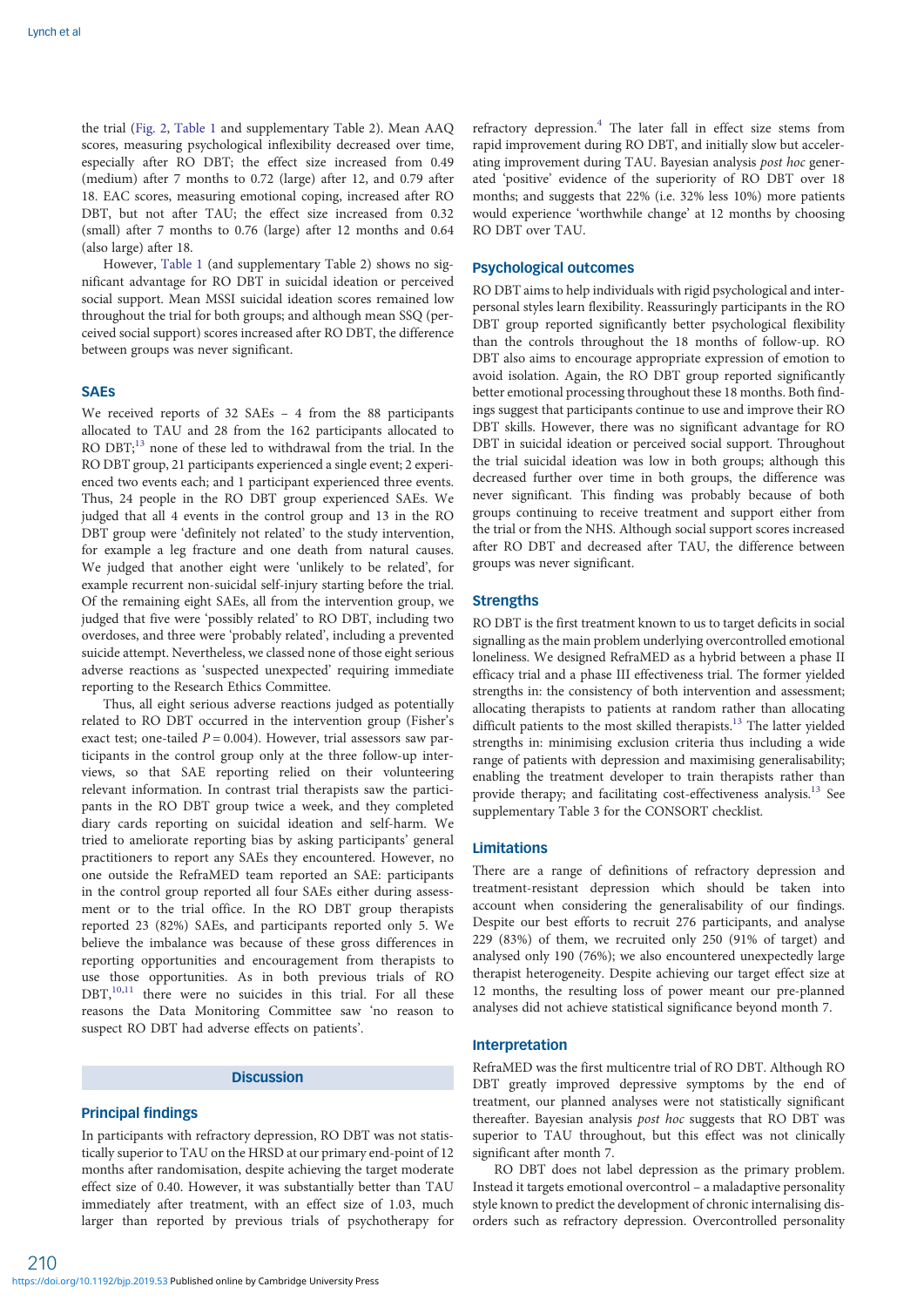the trial (Fig. 2, Table 1 and supplementary Table 2). Mean AAQ scores, measuring psychological inflexibility decreased over time, especially after RO DBT; the effect size increased from 0.49 (medium) after 7 months to 0.72 (large) after 12, and 0.79 after 18. EAC scores, measuring emotional coping, increased after RO DBT, but not after TAU; the effect size increased from 0.32 (small) after 7 months to 0.76 (large) after 12 months and 0.64 (also large) after 18.

However, Table 1 (and supplementary Table 2) shows no significant advantage for RO DBT in suicidal ideation or perceived social support. Mean MSSI suicidal ideation scores remained low throughout the trial for both groups; and although mean SSQ (perceived social support) scores increased after RO DBT, the difference between groups was never significant.

### SAEs

We received reports of 32 SAEs – 4 from the 88 participants allocated to TAU and 28 from the 162 participants allocated to RO DBT;[13] none of these led to withdrawal from the trial. In the RO DBT group, 21 participants experienced a single event; 2 experienced two events each; and 1 participant experienced three events. Thus, 24 people in the RO DBT group experienced SAEs. We judged that all 4 events in the control group and 13 in the RO DBT group were 'definitely not related' to the study intervention, for example a leg fracture and one death from natural causes. We judged that another eight were 'unlikely to be related', for example recurrent non-suicidal self-injury starting before the trial. Of the remaining eight SAEs, all from the intervention group, we judged that five were 'possibly related' to RO DBT, including two overdoses, and three were 'probably related', including a prevented suicide attempt. Nevertheless, we classed none of those eight serious adverse reactions as 'suspected unexpected' requiring immediate reporting to the Research Ethics Committee.

Thus, all eight serious adverse reactions judged as potentially related to RO DBT occurred in the intervention group (Fisher's exact test; one-tailed $P = 0.004$). However, trial assessors saw participants in the control group only at the three follow-up interviews, so that SAE reporting relied on their volunteering relevant information. In contrast trial therapists saw the participants in the RO DBT group twice a week, and they completed diary cards reporting on suicidal ideation and self-harm. We tried to ameliorate reporting bias by asking participants' general practitioners to report any SAEs they encountered. However, no one outside the RefraMED team reported an SAE: participants in the control group reported all four SAEs either during assessment or to the trial office. In the RO DBT group therapists reported 23 (82%) SAEs, and participants reported only 5. We believe the imbalance was because of these gross differences in reporting opportunities and encouragement from therapists to use those opportunities. As in both previous trials of RO DBT,[10,11] there were no suicides in this trial. For all these reasons the Data Monitoring Committee saw 'no reason to suspect RO DBT had adverse effects on patients'.

## Discussion

### Principal findings

In participants with refractory depression, RO DBT was not statistically superior to TAU on the HRSD at our primary end-point of 12 months after randomisation, despite achieving the target moderate effect size of 0.40. However, it was substantially better than TAU immediately after treatment, with an effect size of 1.03, much larger than reported by previous trials of psychotherapy for refractory depression.[4] The later fall in effect size stems from rapid improvement during RO DBT, and initially slow but accelerating improvement during TAU. Bayesian analysis *post hoc* generated 'positive' evidence of the superiority of RO DBT over 18 months; and suggests that 22% (i.e. 32% less 10%) more patients would experience 'worthwhile change' at 12 months by choosing RO DBT over TAU.

### Psychological outcomes

RO DBT aims to help individuals with rigid psychological and interpersonal styles learn flexibility. Reassuringly participants in the RO DBT group reported significantly better psychological flexibility than the controls throughout the 18 months of follow-up. RO DBT also aims to encourage appropriate expression of emotion to avoid isolation. Again, the RO DBT group reported significantly better emotional processing throughout these 18 months. Both findings suggest that participants continue to use and improve their RO DBT skills. However, there was no significant advantage for RO DBT in suicidal ideation or perceived social support. Throughout the trial suicidal ideation was low in both groups; although this decreased further over time in both groups, the difference was never significant. This finding was probably because of both groups continuing to receive treatment and support either from the trial or from the NHS. Although social support scores increased after RO DBT and decreased after TAU, the difference between groups was never significant.

### Strengths

RO DBT is the first treatment known to us to target deficits in social signalling as the main problem underlying overcontrolled emotional loneliness. We designed RefraMED as a hybrid between a phase II efficacy trial and a phase III effectiveness trial. The former yielded strengths in: the consistency of both intervention and assessment; allocating therapists to patients at random rather than allocating difficult patients to the most skilled therapists.[13] The latter yielded strengths in: minimising exclusion criteria thus including a wide range of patients with depression and maximising generalisability; enabling the treatment developer to train therapists rather than provide therapy; and facilitating cost-effectiveness analysis.[13] See supplementary Table 3 for the CONSORT checklist.

### Limitations

There are a range of definitions of refractory depression and treatment-resistant depression which should be taken into account when considering the generalisability of our findings. Despite our best efforts to recruit 276 participants, and analyse 229 (83%) of them, we recruited only 250 (91% of target) and analysed only 190 (76%); we also encountered unexpectedly large therapist heterogeneity. Despite achieving our target effect size at 12 months, the resulting loss of power meant our pre-planned analyses did not achieve statistical significance beyond month 7.

### Interpretation

RefraMED was the first multicentre trial of RO DBT. Although RO DBT greatly improved depressive symptoms by the end of treatment, our planned analyses were not statistically significant thereafter. Bayesian analysis *post hoc* suggests that RO DBT was superior to TAU throughout, but this effect was not clinically significant after month 7.

RO DBT does not label depression as the primary problem. Instead it targets emotional overcontrol – a maladaptive personality style known to predict the development of chronic internalising disorders such as refractory depression. Overcontrolled personality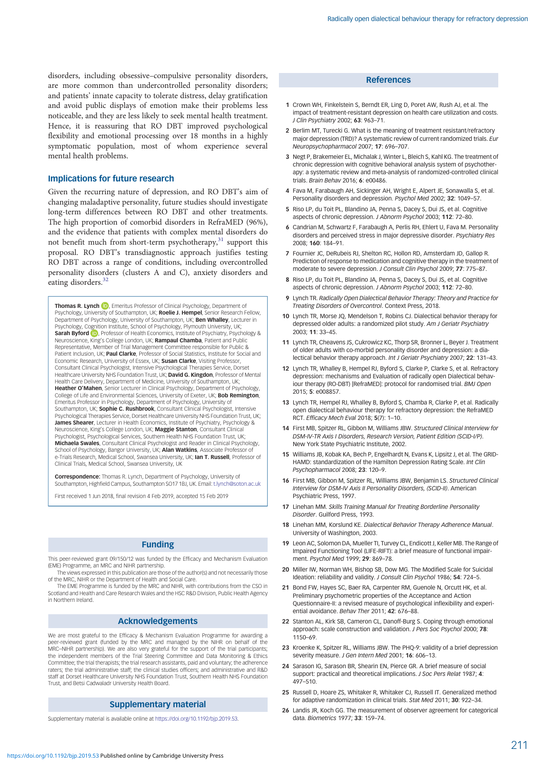disorders, including obsessive–compulsive personality disorders, are more common than undercontrolled personality disorders; and patients' innate capacity to tolerate distress, delay gratification and avoid public displays of emotion make their problems less noticeable, and they are less likely to seek mental health treatment. Hence, it is reassuring that RO DBT improved psychological flexibility and emotional processing over 18 months in a highly symptomatic population, most of whom experience several mental health problems.

## Implications for future research

Given the recurring nature of depression, and RO DBT's aim of changing maladaptive personality, future studies should investigate long-term differences between RO DBT and other treatments. The high proportion of comorbid disorders in RefraMED (96%), and the evidence that patients with complex mental disorders do not benefit much from short-term psychotherapy,[31] support this proposal. RO DBT's transdiagnostic approach justifies testing RO DBT across a range of conditions, including overcontrolled personality disorders (clusters A and C), anxiety disorders and eating disorders.[32]

**Thomas R. Lynch**, Emeritus Professor of Clinical Psychology, Department of Psychology, University of Southampton, UK; **Roelie J. Hempel**, Senior Research Fellow, Department of Psychology, University of Southampton, UK; **Ben Whalley**, Lecturer in Psychology, Cognition Institute, School of Psychology, Plymouth University, UK; **Sarah Byford**, Professor of Health Economics, Institute of Psychiatry, Psychology & Neuroscience, King's College London, UK; **Rampaul Chamba**, Patient and Public Representative, Member of Trial Management Committee responsible for Public & Patient Inclusion, UK; **Paul Clarke**, Professor of Social Statistics, Institute for Social and Economic Research, University of Essex, UK; **Susan Clarke**, Visiting Professor, Consultant Clinical Psychologist, Intensive Psychological Therapies Service, Dorset Healthcare University NHS Foundation Trust, UK; **David G. Kingdon**, Professor of Mental Health Care Delivery, Department of Medicine, University of Southampton, UK; **Heather O'Mahen**, Senior Lecturer in Clinical Psychology, Department of Psychology, College of Life and Environmental Sciences, University of Exeter, UK; **Bob Remington**, Emeritus Professor in Psychology, Department of Psychology, University of Southampton, UK; **Sophie C. Rushbrook**, Consultant Clinical Psychologist, Intensive Psychological Therapies Service, Dorset Healthcare University NHS Foundation Trust, UK; **James Shearer**, Lecturer in Health Economics, Institute of Psychiatry, Psychology & Neuroscience, King's College London, UK; **Maggie Stanton**, Consultant Clinical Psychologist, Psychological Services, Southern Health NHS Foundation Trust, UK; **Michaela Swales**, Consultant Clinical Psychologist and Reader in Clinical Psychology, School of Psychology, Bangor University, UK; **Alan Watkins**, Associate Professor of e-Trials Research, Medical School, Swansea University, UK; **Ian T. Russell**, Professor of Clinical Trials, Medical School, Swansea University, UK

**Correspondence:** Thomas R. Lynch, Department of Psychology, University of Southampton, Highfield Campus, Southampton SO17 1BJ, UK. Email: t.lynch@soton.ac.uk

First received 1 Jun 2018, final revision 4 Feb 2019, accepted 15 Feb 2019

## Funding

This peer-reviewed grant 09/150/12 was funded by the Efficacy and Mechanism Evaluation (EME) Programme, an MRC and NIHR partnership.

The views expressed in this publication are those of the author(s) and not necessarily those of the MRC, NIHR or the Department of Health and Social Care.

The EME Programme is funded by the MRC and NIHR, with contributions from the CSO in Scotland and Health and Care Research Wales and the HSC R&D Division, Public Health Agency in Northern Ireland.

## Acknowledgements

We are most grateful to the Efficacy & Mechanism Evaluation Programme for awarding a peer-reviewed grant (funded by the MRC and managed by the NIHR on behalf of the MRC–NIHR partnership). We are also very grateful for the support of the trial participants; the independent members of the Trial Steering Committee and Data Monitoring & Ethics Committee; the trial therapists; the trial research assistants, paid and voluntary; the adherence raters; the trial administrative staff; the clinical studies officers; and administrative and R&D staff at Dorset Healthcare University NHS Foundation Trust, Southern Health NHS Foundation Trust, and Betsi Cadwaladr University Health Board.

## Supplementary material

Supplementary material is available online at https://doi.org/10.1192/bjp.2019.53.

## References

1. Crown WH, Finkelstein S, Berndt ER, Ling D, Poret AW, Rush AJ, et al. The impact of treatment-resistant depression on health care utilization and costs. *J Clin Psychiatry* 2002; **63**: 963–71.
2. Berlim MT, Turecki G. What is the meaning of treatment resistant/refractory major depression (TRD)? A systematic review of current randomized trials. *Eur Neuropsychopharmacol* 2007; **17**: 696–707.
3. Negt P, Brakemeier EL, Michalak J, Winter L, Bleich S, Kahl KG. The treatment of chronic depression with cognitive behavioral analysis system of psychotherapy: a systematic review and meta-analysis of randomized-controlled clinical trials. *Brain Behav* 2016; **6**: e00486.
4. Fava M, Farabaugh AH, Sickinger AH, Wright E, Alpert JE, Sonawalla S, et al. Personality disorders and depression. *Psychol Med* 2002; **32**: 1049–57.
5. Riso LP, du Toit PL, Blandino JA, Penna S, Dacey S, Dui JS, et al. Cognitive aspects of chronic depression. *J Abnorm Psychol* 2003; **112**: 72–80.
6. Candrian M, Schwartz F, Farabaugh A, Perlis RH, Ehlert U, Fava M. Personality disorders and perceived stress in major depressive disorder. *Psychiatry Res* 2008; **160**: 184–91.
7. Fournier JC, DeRubeis RJ, Shelton RC, Hollon RD, Amsterdam JD, Gallop R. Prediction of response to medication and cognitive therapy in the treatment of moderate to severe depression. *J Consult Clin Psychol* 2009; **77**: 775–87.
8. Riso LP, du Toit PL, Blandino JA, Penna S, Dacey S, Dui JS, et al. Cognitive aspects of chronic depression. *J Abnorm Psychol* 2003; **112**: 72–80.
9. Lynch TR. *Radically Open Dialectical Behavior Therapy: Theory and Practice for Treating Disorders of Overcontrol*. Context Press, 2018.
10. Lynch TR, Morse JQ, Mendelson T, Robins CJ. Dialectical behavior therapy for depressed older adults: a randomized pilot study. *Am J Geriatr Psychiatry* 2003; **11**: 33–45.
11. Lynch TR, Cheavens JS, Cukrowicz KC, Thorp SR, Bronner L, Beyer J. Treatment of older adults with co-morbid personality disorder and depression: a dialectical behavior therapy approach. *Int J Geriatr Psychiatry* 2007; **22**: 131–43.
12. Lynch TR, Whalley B, Hempel RJ, Byford S, Clarke P, Clarke S, et al. Refractory depression: mechanisms and Evaluation of radically open Dialectical behaviour therapy (RO-DBT) [RefraMED]: protocol for randomised trial. *BMJ Open* 2015; **5**: e008857.
13. Lynch TR, Hempel RJ, Whalley B, Byford S, Chamba R, Clarke P, et al. Radically open dialectical behaviour therapy for refractory depression: the RefraMED RCT. *Efficacy Mech Eval* 2018; **5**(7): 1–10.
14. First MB, Spitzer RL, Gibbon M, Williams JBW. *Structured Clinical Interview for DSM-IV-TR Axis I Disorders, Research Version, Patient Edition (SCID-I/P)*. New York State Psychiatric Institute, 2002.
15. Williams JB, Kobak KA, Bech P, Engelhardt N, Evans K, Lipsitz J, et al. The GRID-HAMD: standardization of the Hamilton Depression Rating Scale. *Int Clin Psychopharmacol* 2008; **23**: 120–9.
16. First MB, Gibbon M, Spitzer RL, Williams JBW, Benjamin LS. *Structured Clinical Interview for DSM-IV Axis II Personality Disorders, (SCID-II)*. American Psychiatric Press, 1997.
17. Linehan MM. *Skills Training Manual for Treating Borderline Personality Disorder*. Guilford Press, 1993.
18. Linehan MM, Korslund KE. *Dialectical Behavior Therapy Adherence Manual*. University of Washington, 2003.
19. Leon AC, Solomon DA, Mueller TI, Turvey CL, Endicott J, Keller MB. The Range of Impaired Functioning Tool (LIFE-RIFT): a brief measure of functional impairment. *Psychol Med* 1999; **29**: 869–78.
20. Miller IW, Norman WH, Bishop SB, Dow MG. The Modified Scale for Suicidal Ideation: reliability and validity. *J Consult Clin Psychol* 1986; **54**: 724–5.
21. Bond FW, Hayes SC, Baer RA, Carpenter KM, Guenole N, Orcutt HK, et al. Preliminary psychometric properties of the Acceptance and Action Questionnaire-II: a revised measure of psychological inflexibility and experiential avoidance. *Behav Ther* 2011; **42**: 676–88.
22. Stanton AL, Kirk SB, Cameron CL, Danoff-Burg S. Coping through emotional approach: scale construction and validation. *J Pers Soc Psychol* 2000; **78**: 1150–69.
23. Kroenke K, Spitzer RL, Williams JBW. The PHQ-9: validity of a brief depression severity measure. *J Gen Intern Med* 2001; **16**: 606–13.
24. Sarason IG, Sarason BR, Shearin EN, Pierce GR. A brief measure of social support: practical and theoretical implications. *J Soc Pers Relat* 1987; **4**: 497–510.
25. Russell D, Hoare ZS, Whitaker R, Whitaker CJ, Russell IT. Generalized method for adaptive randomization in clinical trials. *Stat Med* 2011; **30**: 922–34.
26. Landis JR, Koch GG. The measurement of observer agreement for categorical data. *Biometrics* 1977; **33**: 159–74.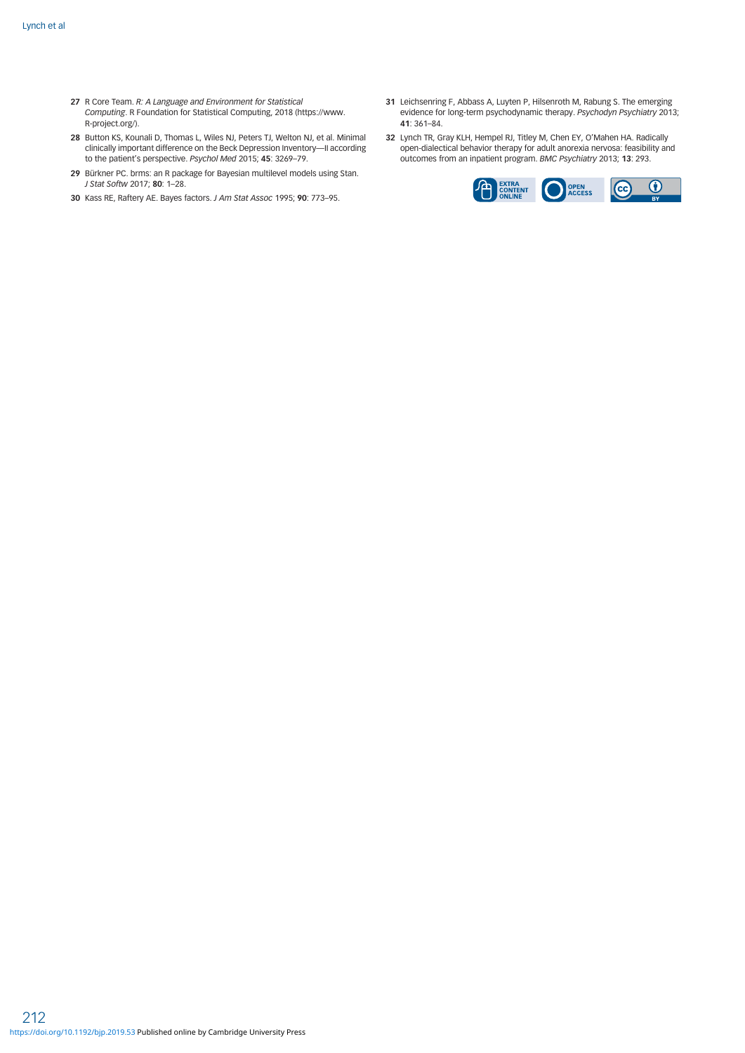27 R Core Team. *R: A Language and Environment for Statistical Computing*. R Foundation for Statistical Computing, 2018 (https://www.R-project.org/).

28 Button KS, Kounali D, Thomas L, Wiles NJ, Peters TJ, Welton NJ, et al. Minimal clinically important difference on the Beck Depression Inventory—II according to the patient's perspective. *Psychol Med* 2015; **45**: 3269–79.

29 Bürkner PC. brms: an R package for Bayesian multilevel models using Stan. *J Stat Softw* 2017; **80**: 1–28.

30 Kass RE, Raftery AE. Bayes factors. *J Am Stat Assoc* 1995; **90**: 773–95.

31 Leichsenring F, Abbass A, Luyten P, Hilsenroth M, Rabung S. The emerging evidence for long-term psychodynamic therapy. *Psychodyn Psychiatry* 2013; **41**: 361–84.

32 Lynch TR, Gray KLH, Hempel RJ, Titley M, Chen EY, O'Mahen HA. Radically open-dialectical behavior therapy for adult anorexia nervosa: feasibility and outcomes from an inpatient program. *BMC Psychiatry* 2013; **13**: 293.

https://doi.org/10.1192/bjp.2019.53 Published online by Cambridge University Press